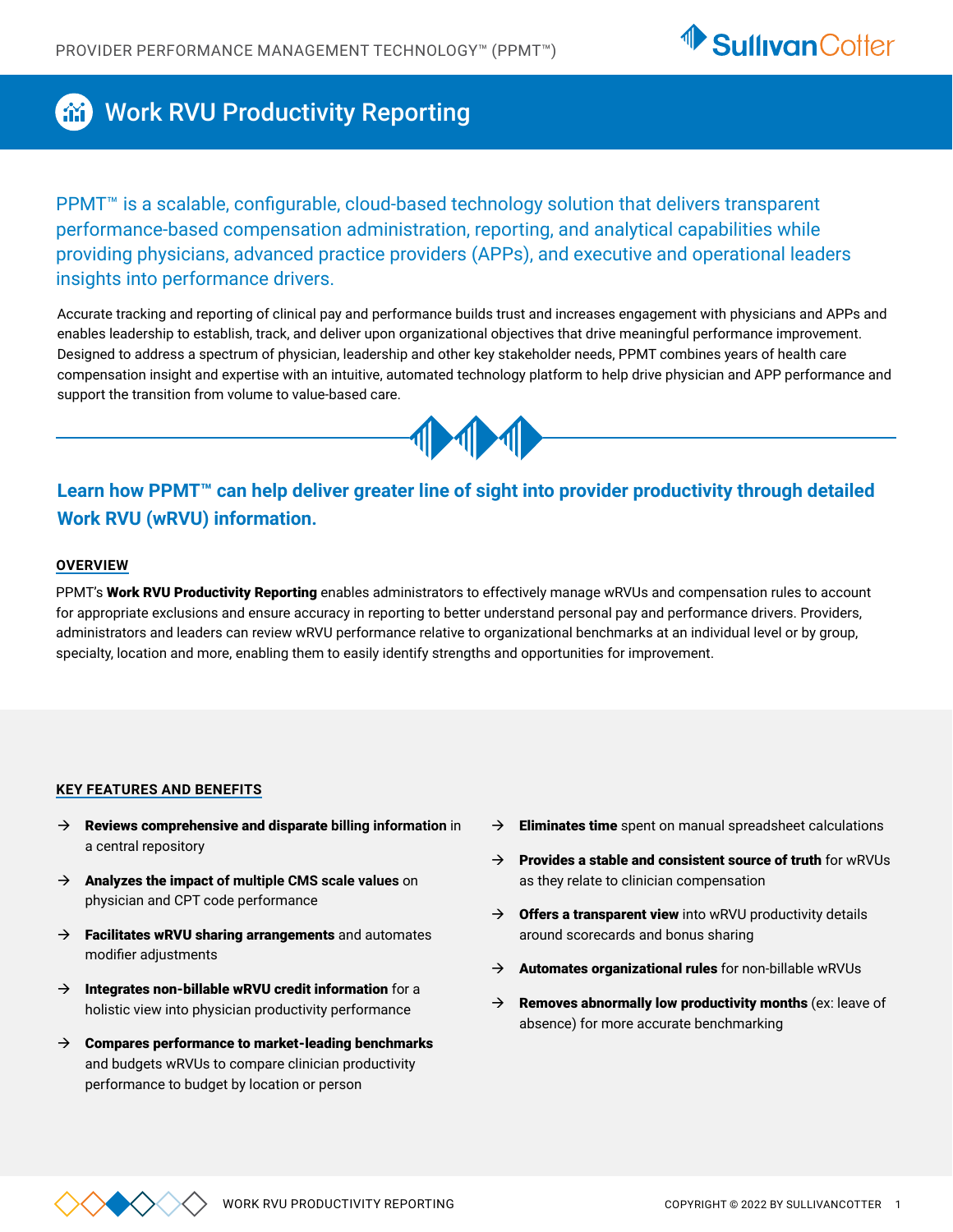# Work RVU Productivity Reporting

PPMT™ is a scalable, configurable, cloud-based technology solution that delivers transparent performance-based compensation administration, reporting, and analytical capabilities while providing physicians, advanced practice providers (APPs), and executive and operational leaders insights into performance drivers.

Accurate tracking and reporting of clinical pay and performance builds trust and increases engagement with physicians and APPs and enables leadership to establish, track, and deliver upon organizational objectives that drive meaningful performance improvement. Designed to address a spectrum of physician, leadership and other key stakeholder needs, PPMT combines years of health care compensation insight and expertise with an intuitive, automated technology platform to help drive physician and APP performance and support the transition from volume to value-based care.

## Learn how PPMT™ can help deliver greater line of sight into provider productivity through detailed Work RVU (wRVU) information.

### OVERVIEW

PPMT's **Work RVU Productivity Reporting** enables administrators to effectively manage wRVUs and compensation rules to account for appropriate exclusions and ensure accuracy in reporting to better understand personal pay and performance drivers. Providers, administrators and leaders can review wRVU performance relative to organizational benchmarks at an individual level or by group, specialty, location and more, enabling them to easily identify strengths and opportunities for improvement.

### KEY FEATURES AND BENEFITS

- **Reviews comprehensive and disparate billing information** in a central repository
- **Analyzes the impact of multiple CMS scale values** on physician and CPT code performance
- **Facilitates wRVU sharing arrangements** and automates modifier adjustments
- **Integrates non-billable wRVU credit information** for a holistic view into physician productivity performance
- **Compares performance to market-leading benchmarks** and budgets wRVUs to compare clinician productivity performance to budget by location or person
- **Eliminates time** spent on manual spreadsheet calculations
- **Provides a stable and consistent source of truth** for wRVUs as they relate to clinician compensation
- **Offers a transparent view** into wRVU productivity details around scorecards and bonus sharing
- **Automates organizational rules** for non-billable wRVUs
- **Removes abnormally low productivity months** (ex: leave of absence) for more accurate benchmarking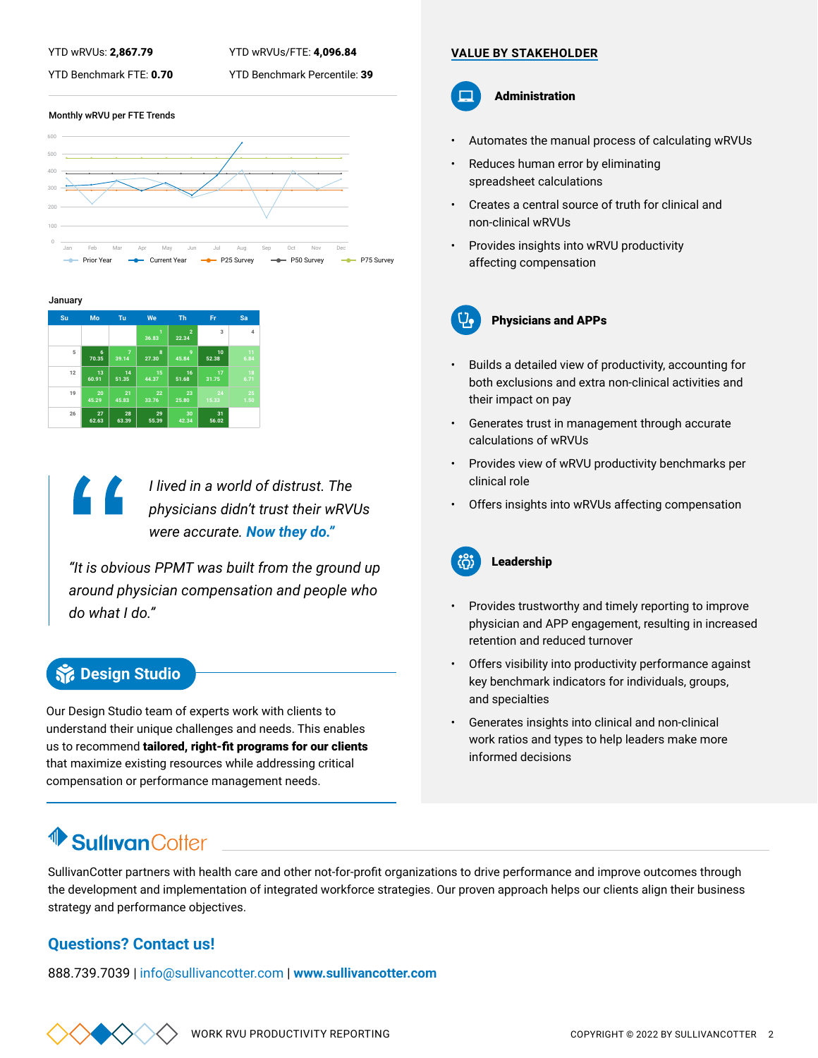YTD wRVUs: **2,867.79**

YTD wRVUs/FTE: **4,096.84**

YTD Benchmark FTE: **0.70**

YTD Benchmark Percentile: **39**

Monthly wRVU per FTE Trends

600
500
400
300
200
100
0

Jan Feb Mar Apr May Jun Jul Aug Sep Oct Nov Dec

Prior Year
Current Year
P25 Survey
P50 Survey
P75 Survey

January

| Su | Mo | Tu | We | Th | Fr | Sa |
|---|---|---|---|---|---|---|
| | | | 1 36.83 | 2 22.34 | 3 | 4 |
| 5 | 6 70.35 | 7 39.14 | 8 27.30 | 9 45.84 | 10 52.38 | 11 6.84 |
| 12 | 13 60.91 | 14 51.35 | 15 44.37 | 16 51.68 | 17 31.75 | 18 6.71 |
| 19 | 20 45.29 | 21 45.83 | 22 33.76 | 23 25.80 | 24 15.33 | 25 1.50 |
| 26 | 27 62.63 | 28 63.39 | 29 55.39 | 30 42.34 | 31 56.02 | |

*I lived in a world of distrust. The physicians didn't trust their wRVUs were accurate.* ***Now they do."***

*"It is obvious PPMT was built from the ground up around physician compensation and people who do what I do."*

## Design Studio

Our Design Studio team of experts work with clients to understand their unique challenges and needs. This enables us to recommend **tailored, right-fit programs for our clients** that maximize existing resources while addressing critical compensation or performance management needs.

## VALUE BY STAKEHOLDER

### Administration

- Automates the manual process of calculating wRVUs
- Reduces human error by eliminating spreadsheet calculations
- Creates a central source of truth for clinical and non-clinical wRVUs
- Provides insights into wRVU productivity affecting compensation

### Physicians and APPs

- Builds a detailed view of productivity, accounting for both exclusions and extra non-clinical activities and their impact on pay
- Generates trust in management through accurate calculations of wRVUs
- Provides view of wRVU productivity benchmarks per clinical role
- Offers insights into wRVUs affecting compensation

### Leadership

- Provides trustworthy and timely reporting to improve physician and APP engagement, resulting in increased retention and reduced turnover
- Offers visibility into productivity performance against key benchmark indicators for individuals, groups, and specialties
- Generates insights into clinical and non-clinical work ratios and types to help leaders make more informed decisions

## SullivanCotter

SullivanCotter partners with health care and other not-for-profit organizations to drive performance and improve outcomes through the development and implementation of integrated workforce strategies. Our proven approach helps our clients align their business strategy and performance objectives.

### Questions? Contact us!

888.739.7039 | info@sullivancotter.com | **www.sullivancotter.com**